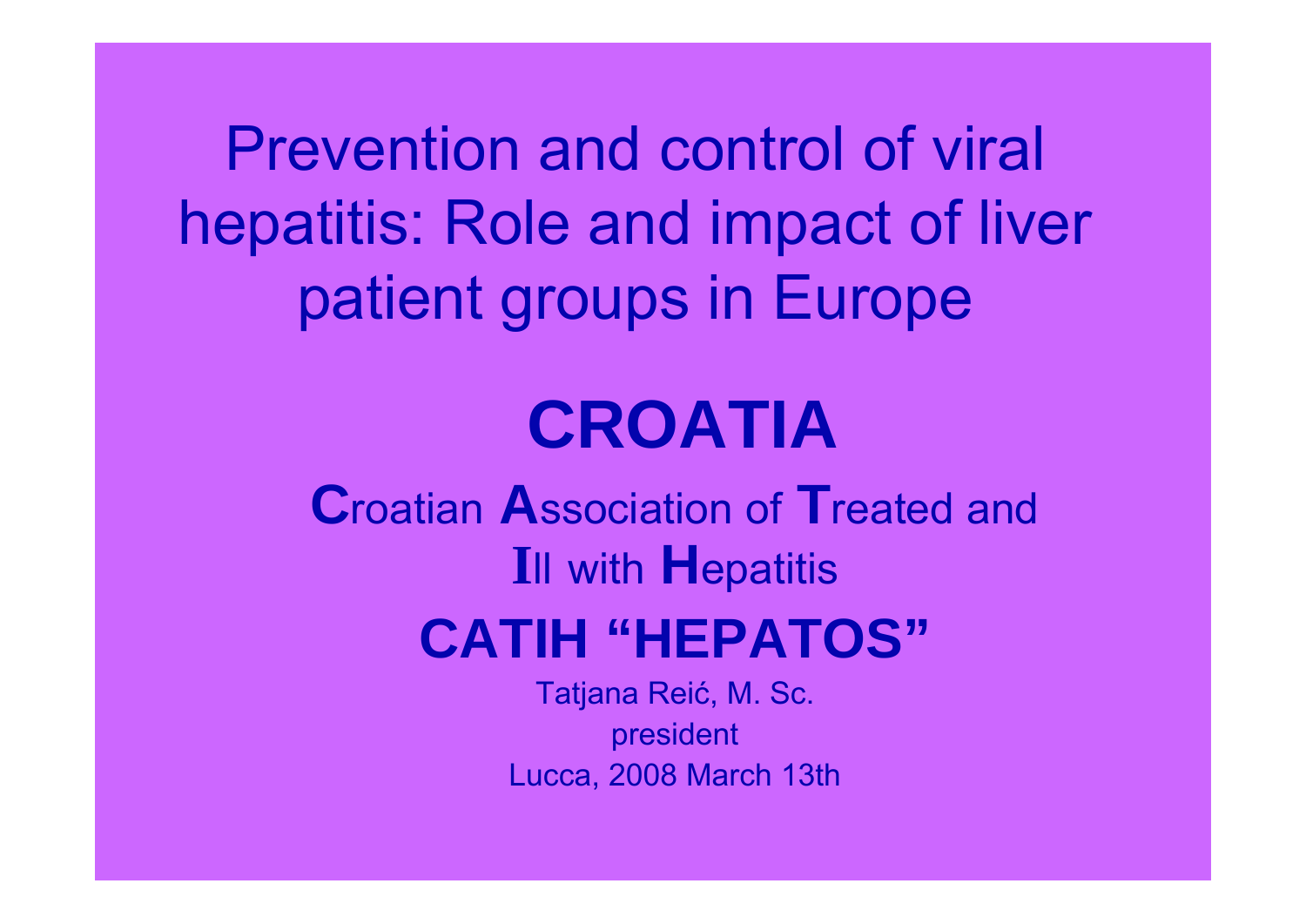# Prevention and control of viral hepatitis: Role and impact of liver patient groups in Europe

## CROATIA

**C**roatian **A**ssociation of **T**reated and **I**ll with **H**epatitis

**CATIH "HEPATOS"**

Tatjana Reić, M. Sc.

president

Lucca, 2008 March 13th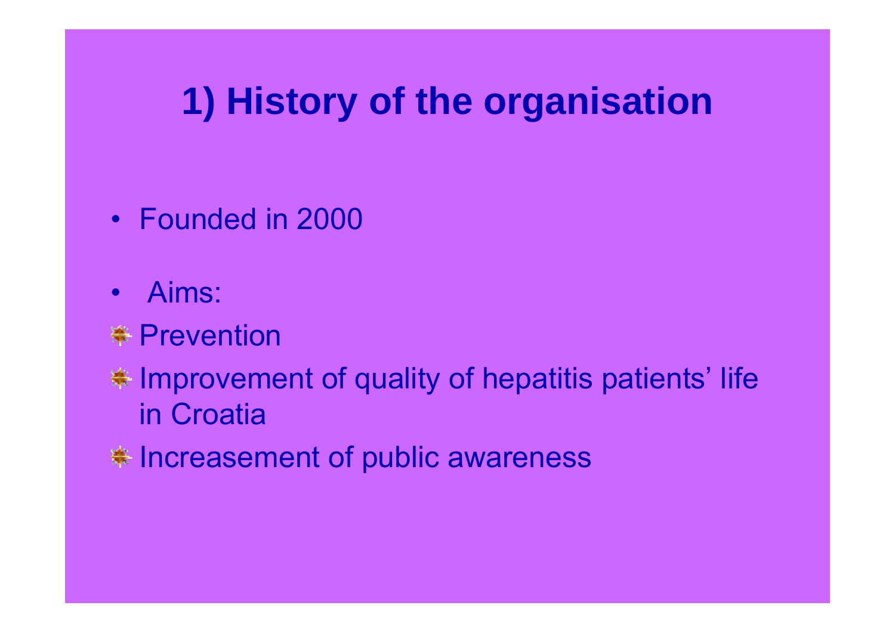# 1) History of the organisation

- Founded in 2000
- Aims:
  - Prevention
  - Improvement of quality of hepatitis patients' life in Croatia
  - Increasement of public awareness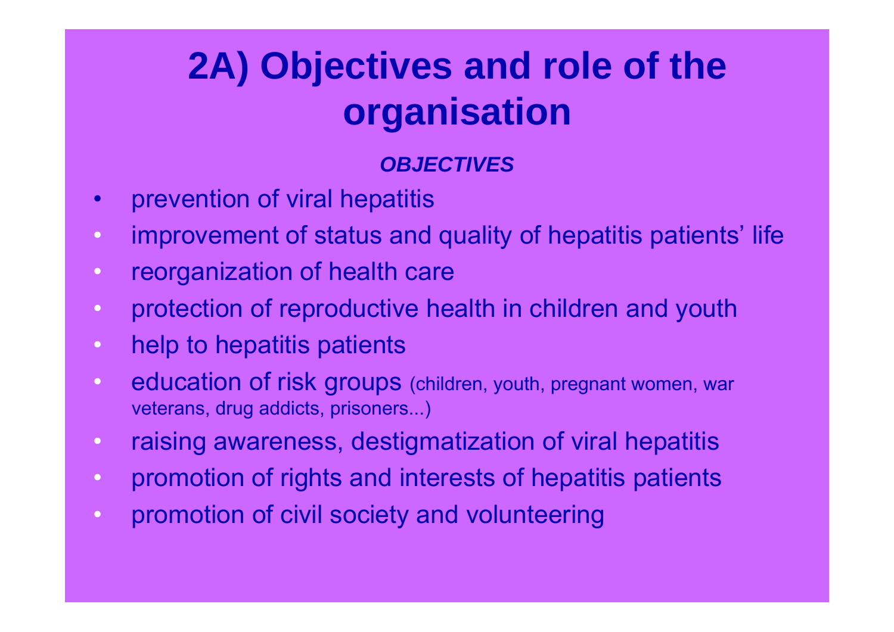# 2A) Objectives and role of the organisation

***OBJECTIVES***

- prevention of viral hepatitis
- improvement of status and quality of hepatitis patients' life
- reorganization of health care
- protection of reproductive health in children and youth
- help to hepatitis patients
- education of risk groups (children, youth, pregnant women, war veterans, drug addicts, prisoners...)
- raising awareness, destigmatization of viral hepatitis
- promotion of rights and interests of hepatitis patients
- promotion of civil society and volunteering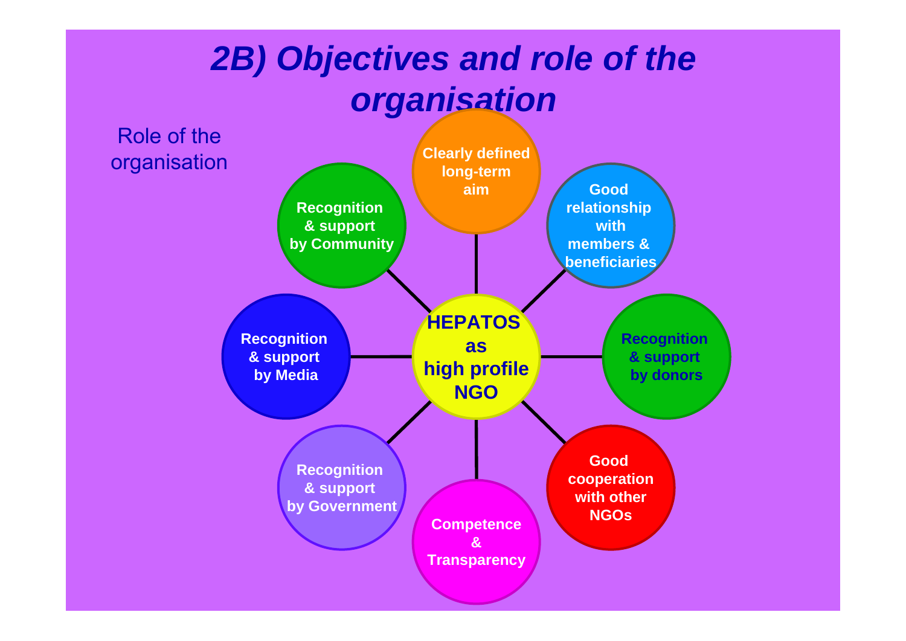# 2B) Objectives and role of the organisation

Role of the organisation

**HEPATOS as high profile NGO**

- **Clearly defined long-term aim**
- **Good relationship with members & beneficiaries**
- **Recognition & support by donors**
- **Good cooperation with other NGOs**
- **Competence & Transparency**
- **Recognition & support by Government**
- **Recognition & support by Media**
- **Recognition & support by Community**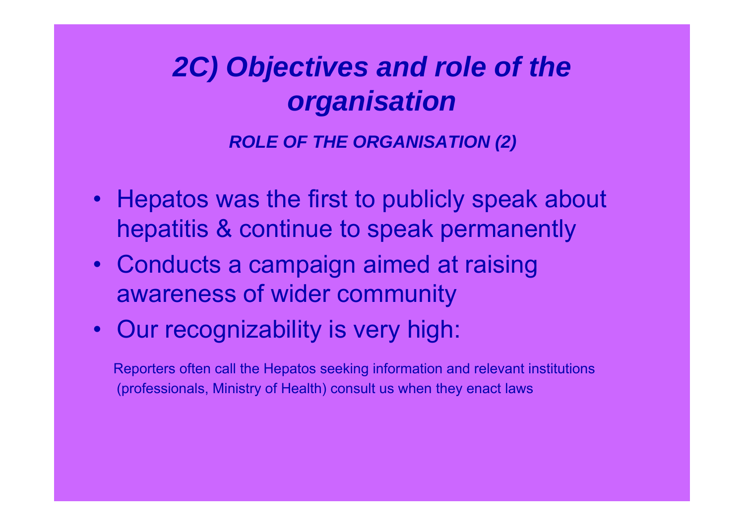# *2C) Objectives and role of the organisation*

***ROLE OF THE ORGANISATION (2)***

- Hepatos was the first to publicly speak about hepatitis & continue to speak permanently
- Conducts a campaign aimed at raising awareness of wider community
- Our recognizability is very high:

Reporters often call the Hepatos seeking information and relevant institutions (professionals, Ministry of Health) consult us when they enact laws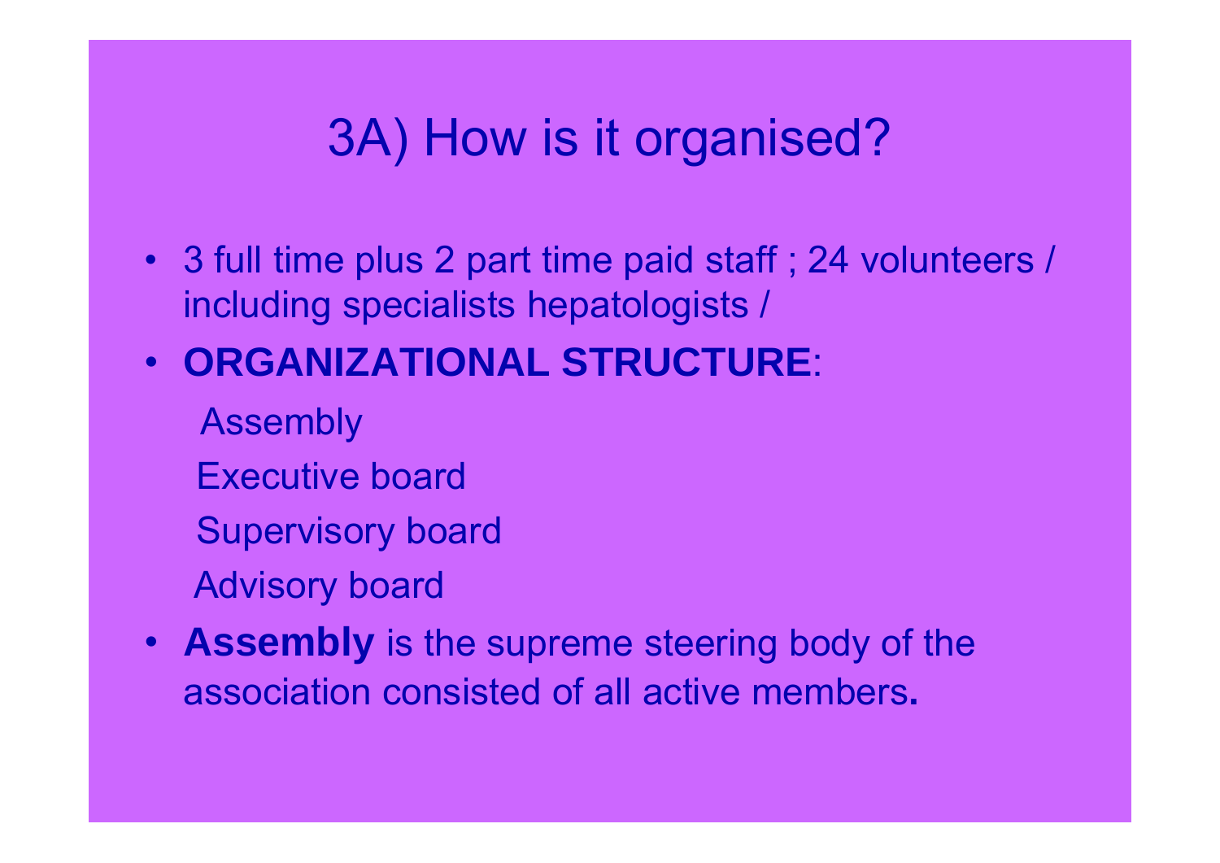# 3A) How is it organised?

- 3 full time plus 2 part time paid staff ; 24 volunteers / including specialists hepatologists /
- **ORGANIZATIONAL STRUCTURE**:

  Assembly

  Executive board

  Supervisory board

  Advisory board

- **Assembly** is the supreme steering body of the association consisted of all active members**.**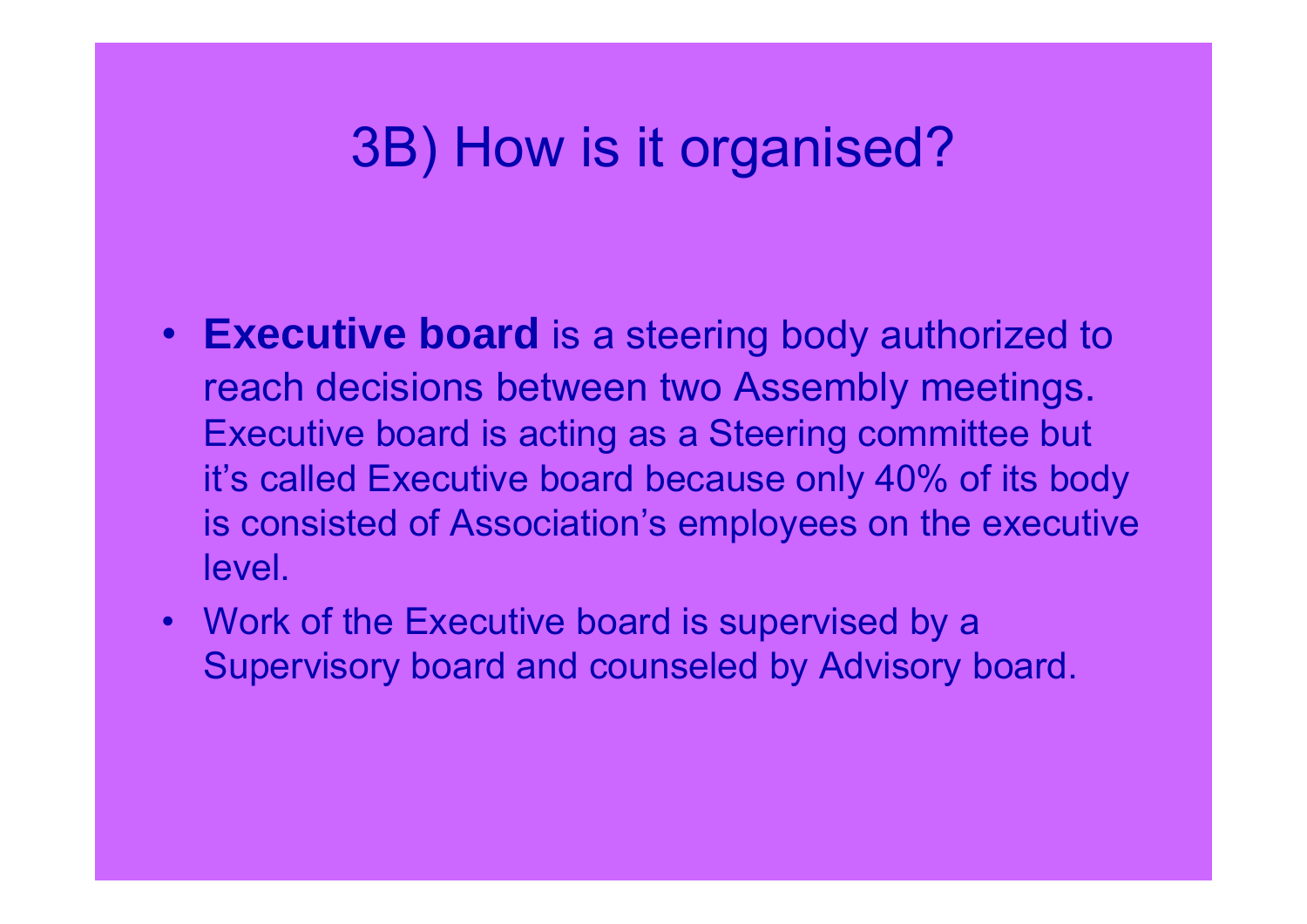# 3B) How is it organised?

- **Executive board** is a steering body authorized to reach decisions between two Assembly meetings. Executive board is acting as a Steering committee but it's called Executive board because only 40% of its body is consisted of Association's employees on the executive level.
- Work of the Executive board is supervised by a Supervisory board and counseled by Advisory board.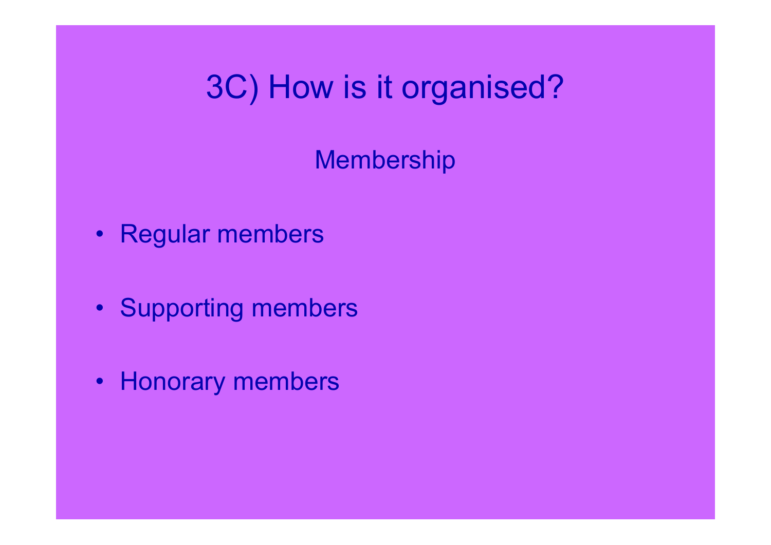# 3C) How is it organised?

## Membership

- Regular members
- Supporting members
- Honorary members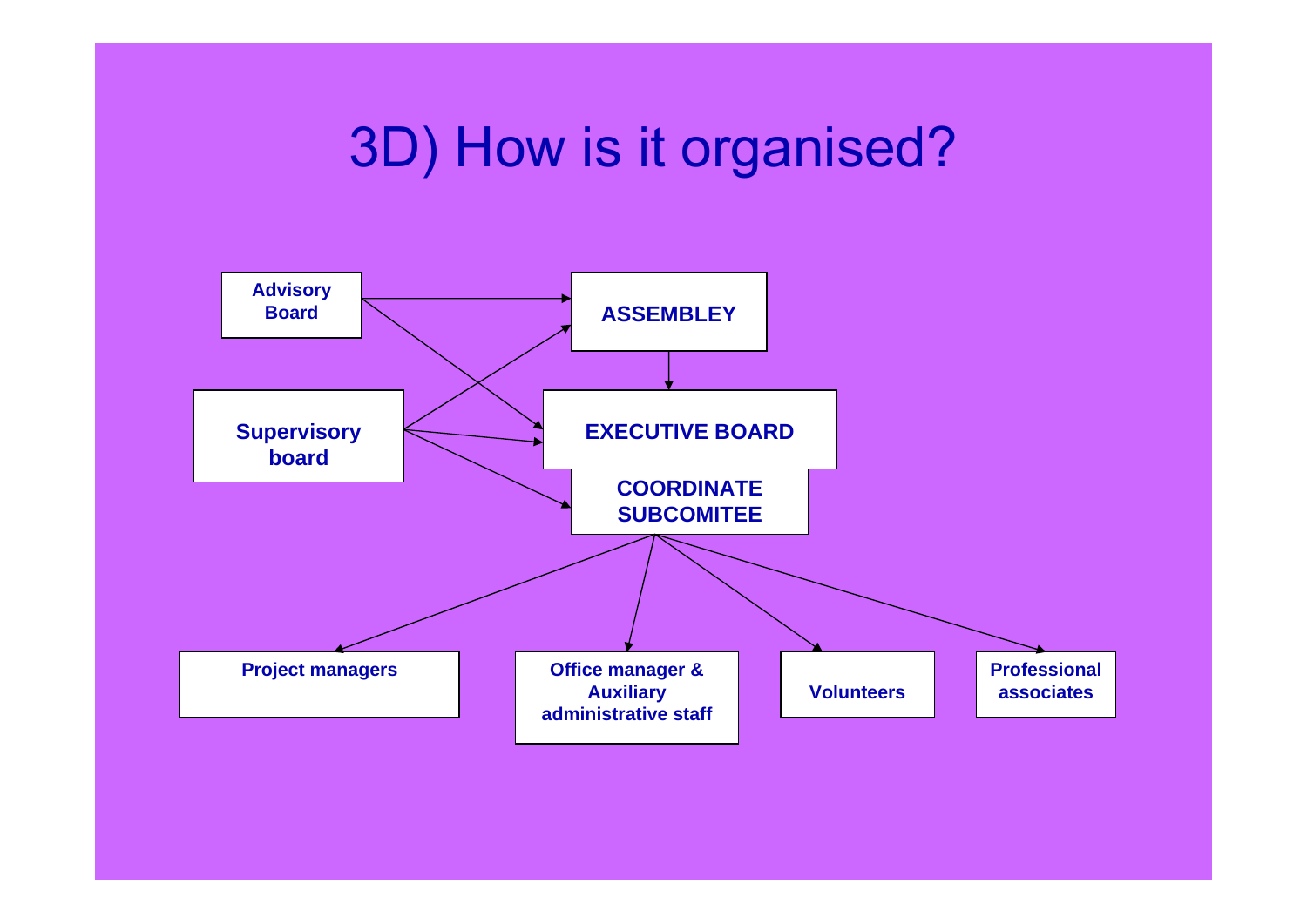# 3D) How is it organised?

Advisory Board

ASSEMBLEY

Supervisory board

EXECUTIVE BOARD

COORDINATE SUBCOMITEE

Project managers

Office manager & Auxiliary administrative staff

Volunteers

Professional associates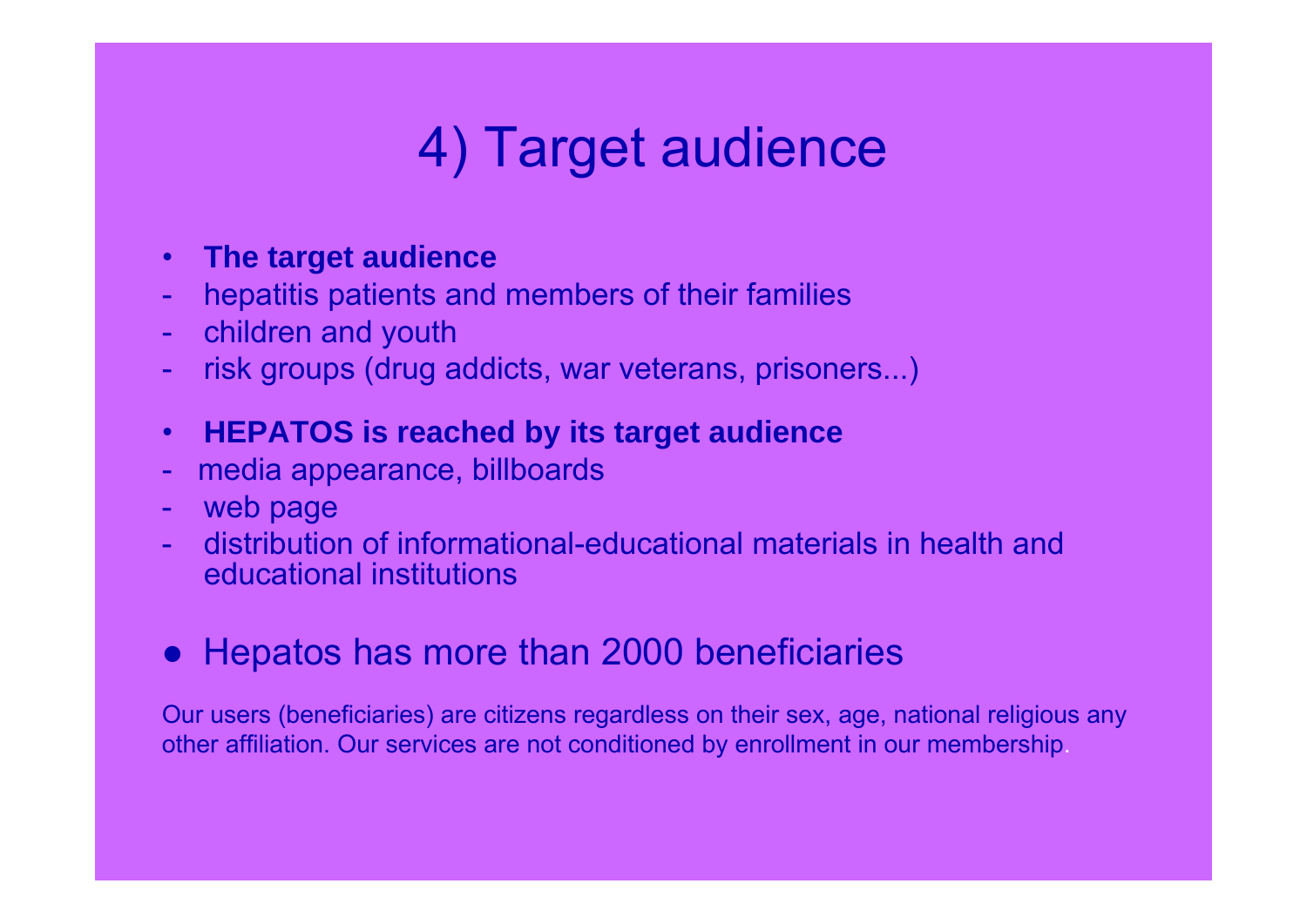# 4) Target audience

- **The target audience**
- hepatitis patients and members of their families
- children and youth
- risk groups (drug addicts, war veterans, prisoners...)

- **HEPATOS is reached by its target audience**
- media appearance, billboards
- web page
- distribution of informational-educational materials in health and educational institutions

- Hepatos has more than 2000 beneficiaries

Our users (beneficiaries) are citizens regardless on their sex, age, national religious any other affiliation. Our services are not conditioned by enrollment in our membership.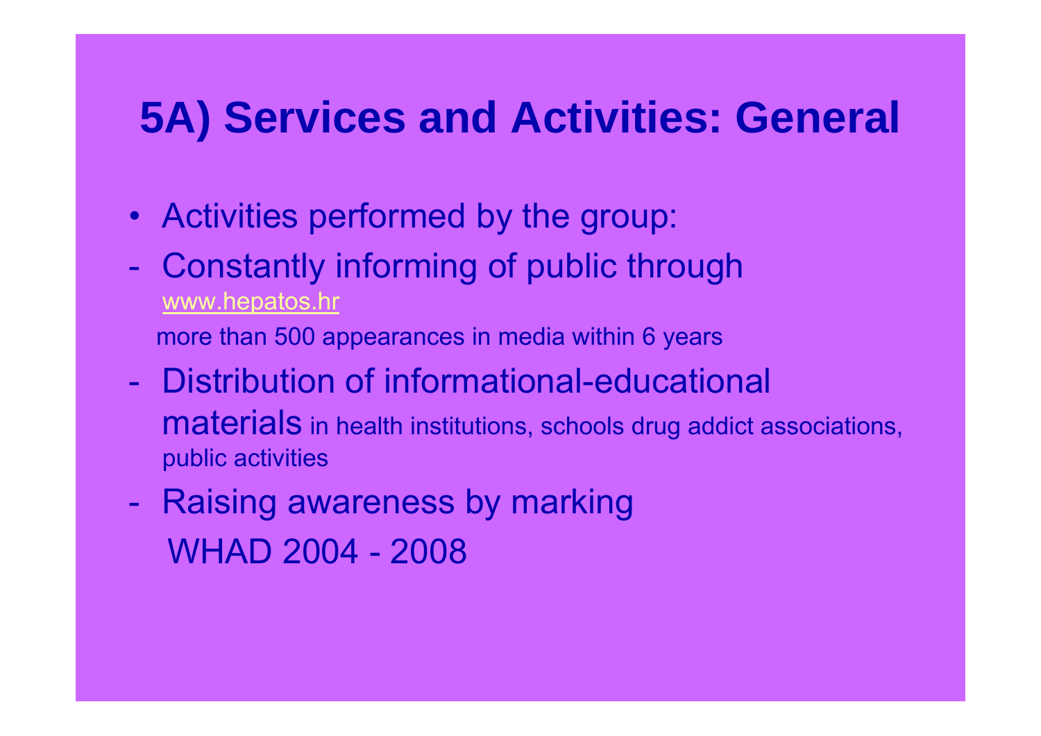# 5A) Services and Activities: General

- Activities performed by the group:

- Constantly informing of public through www.hepatos.hr
  more than 500 appearances in media within 6 years

- Distribution of informational-educational materials in health institutions, schools drug addict associations, public activities

- Raising awareness by marking WHAD 2004 - 2008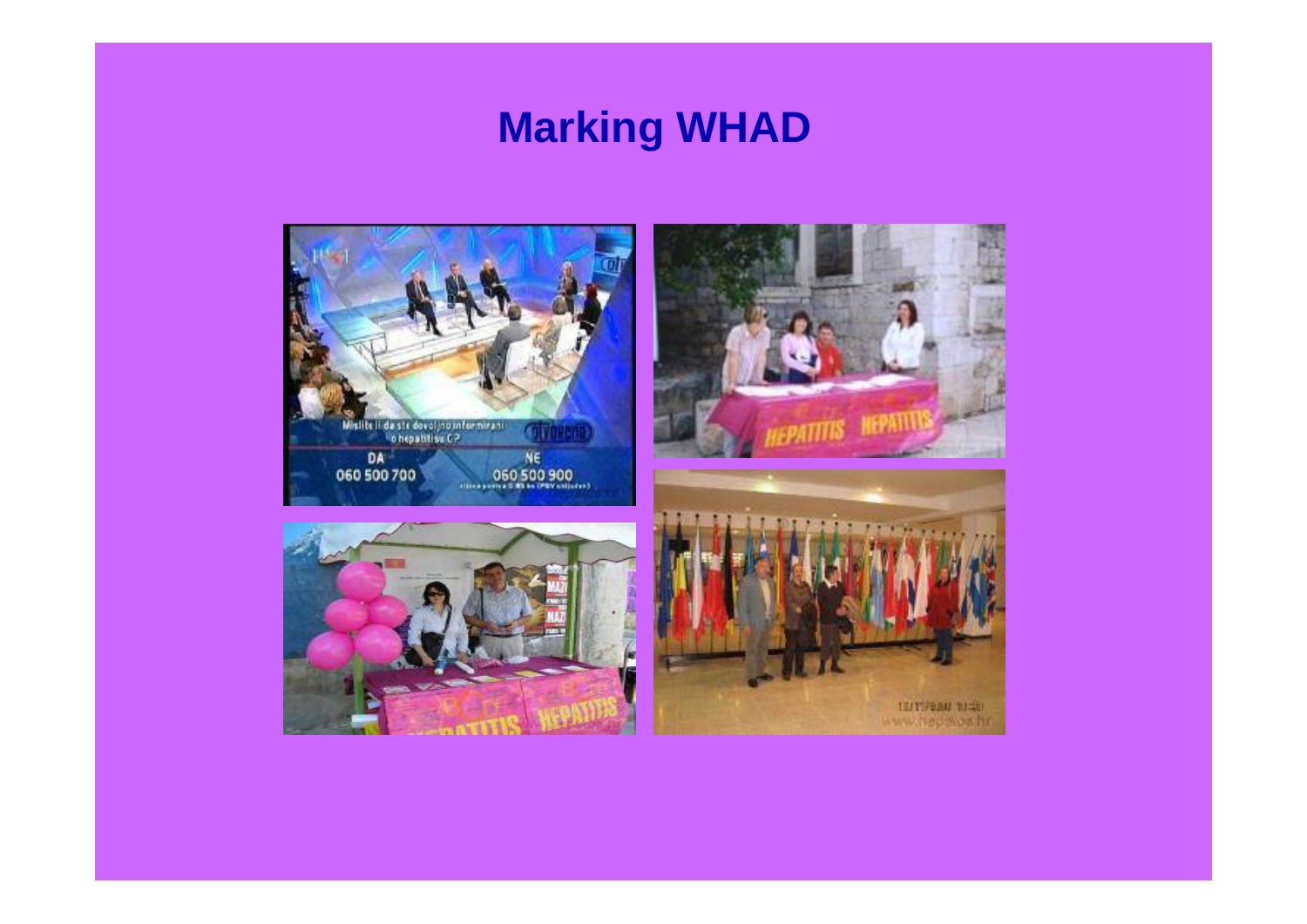# Marking WHAD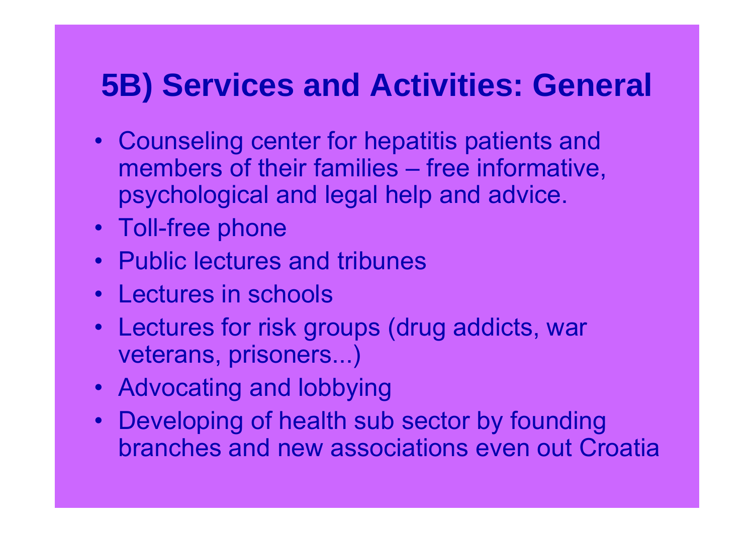# 5B) Services and Activities: General

- Counseling center for hepatitis patients and members of their families – free informative, psychological and legal help and advice.
- Toll-free phone
- Public lectures and tribunes
- Lectures in schools
- Lectures for risk groups (drug addicts, war veterans, prisoners...)
- Advocating and lobbying
- Developing of health sub sector by founding branches and new associations even out Croatia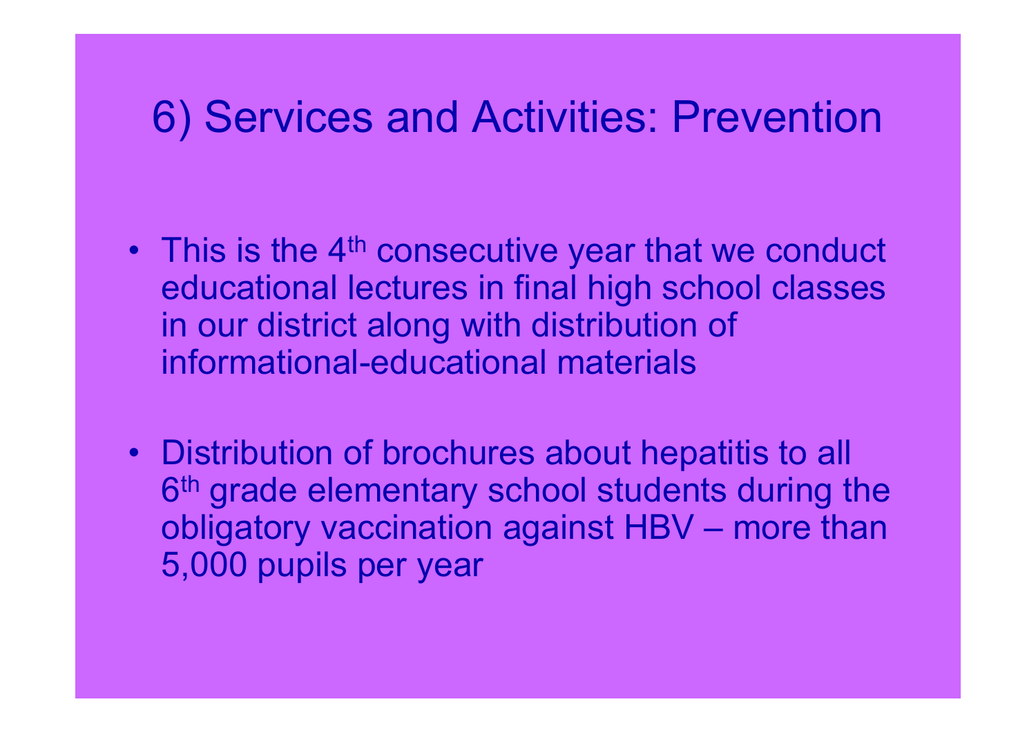# 6) Services and Activities: Prevention

- This is the 4th consecutive year that we conduct educational lectures in final high school classes in our district along with distribution of informational-educational materials
- Distribution of brochures about hepatitis to all 6th grade elementary school students during the obligatory vaccination against HBV – more than 5,000 pupils per year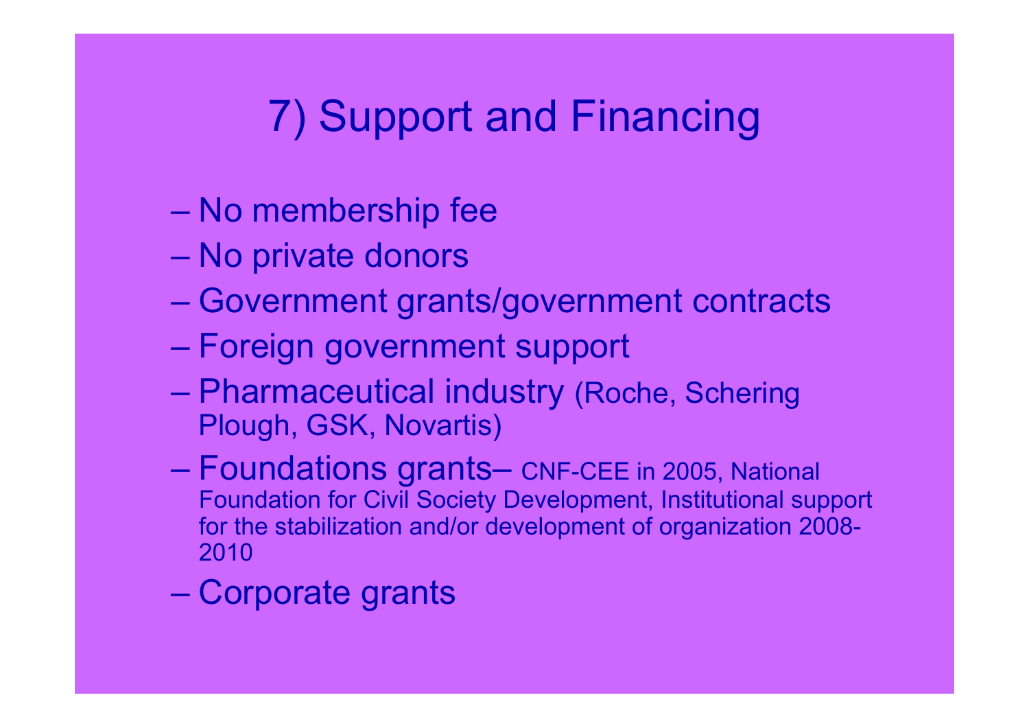# 7) Support and Financing

- No membership fee
- No private donors
- Government grants/government contracts
- Foreign government support
- Pharmaceutical industry (Roche, Schering Plough, GSK, Novartis)
- Foundations grants– CNF-CEE in 2005, National Foundation for Civil Society Development, Institutional support for the stabilization and/or development of organization 2008-2010
- Corporate grants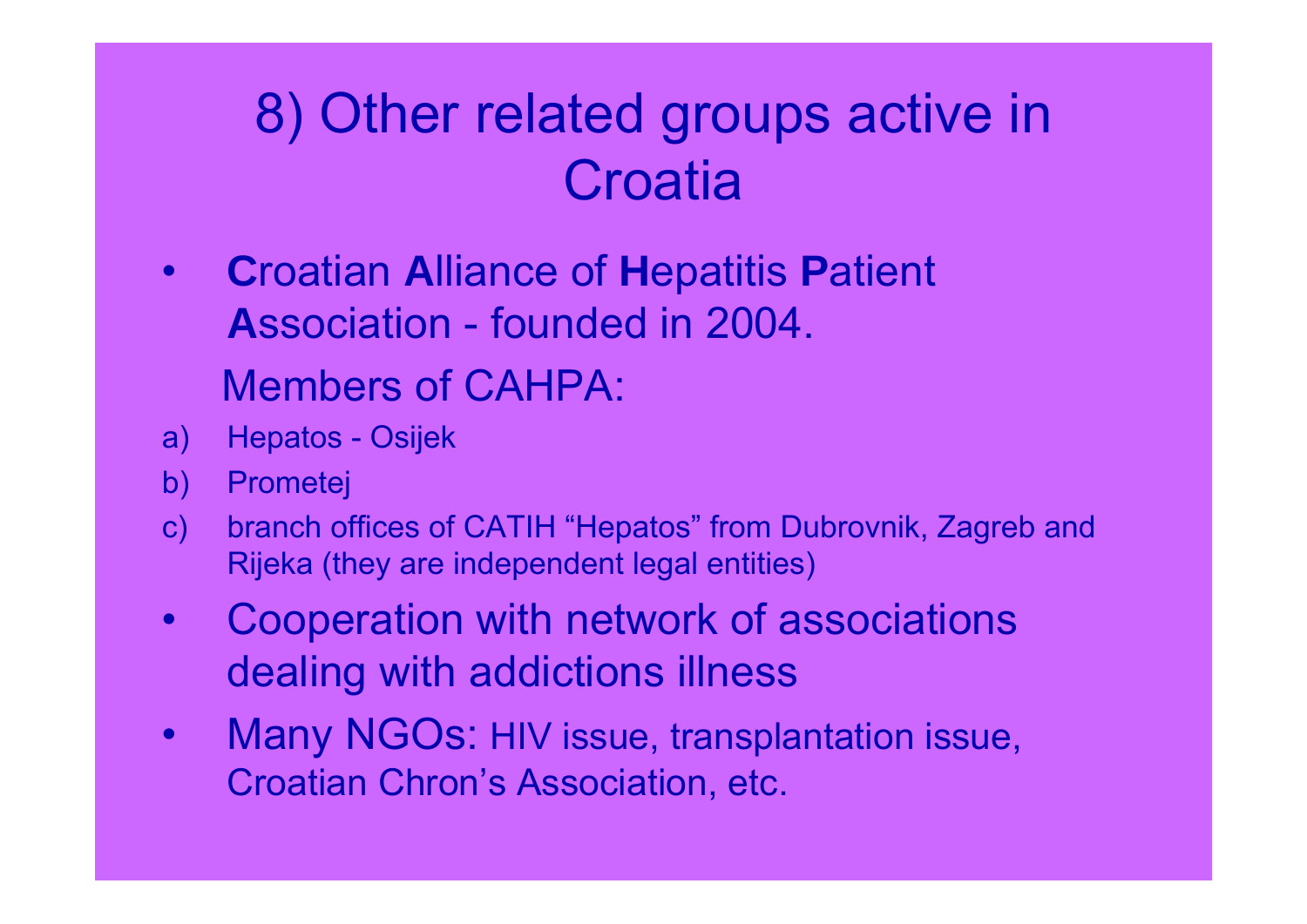# 8) Other related groups active in Croatia

- **C**roatian **A**lliance of **H**epatitis **P**atient **A**ssociation - founded in 2004.

  Members of CAHPA:

  a) Hepatos - Osijek
  b) Prometej
  c) branch offices of CATIH "Hepatos" from Dubrovnik, Zagreb and Rijeka (they are independent legal entities)

- Cooperation with network of associations dealing with addictions illness
- Many NGOs: HIV issue, transplantation issue, Croatian Chron's Association, etc.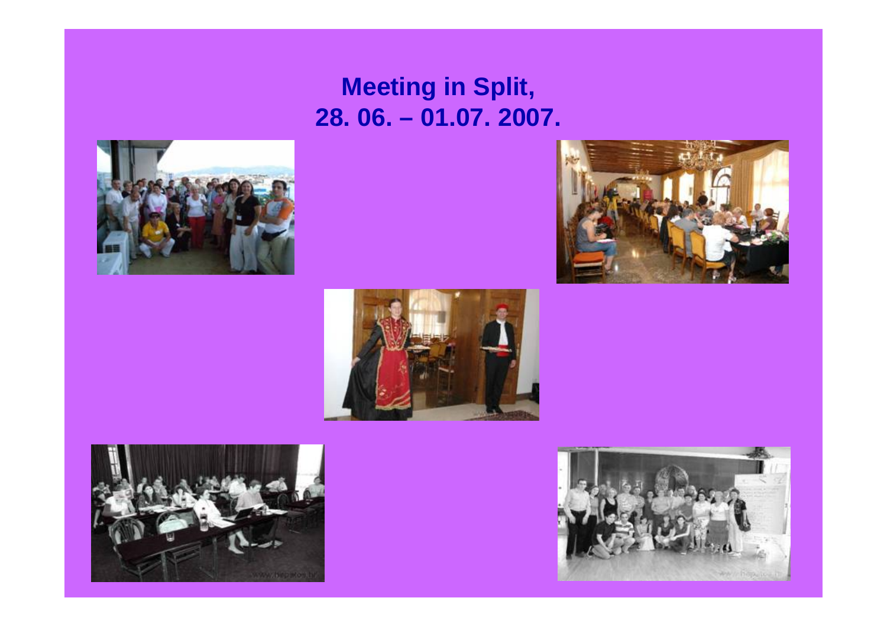# Meeting in Split,
# 28. 06. – 01.07. 2007.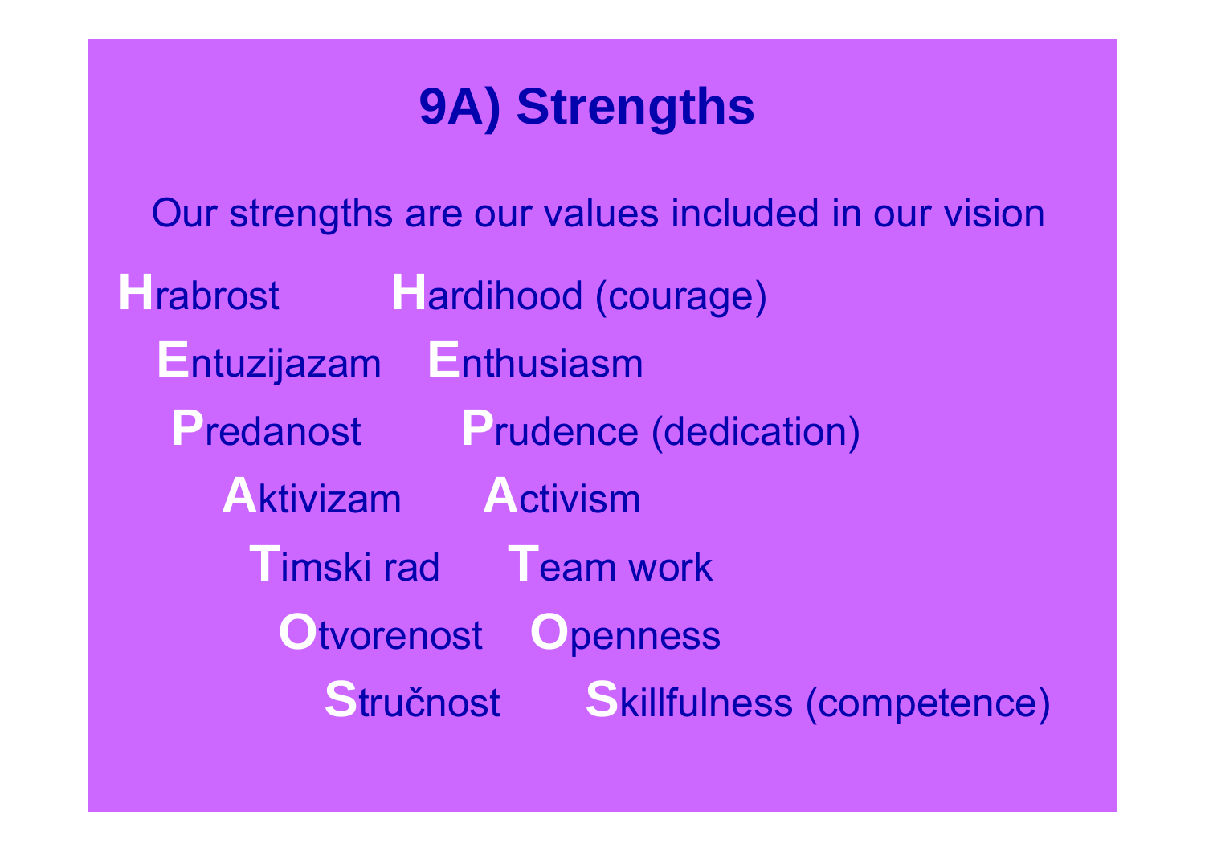# 9A) Strengths

Our strengths are our values included in our vision

| | |
|---|---|
| **H**rabrost | **H**ardihood (courage) |
| **E**ntuzijazam | **E**nthusiasm |
| **P**redanost | **P**rudence (dedication) |
| **A**ktivizam | **A**ctivism |
| **T**imski rad | **T**eam work |
| **O**tvorenost | **O**penness |
| **S**tručnost | **S**killfulness (competence) |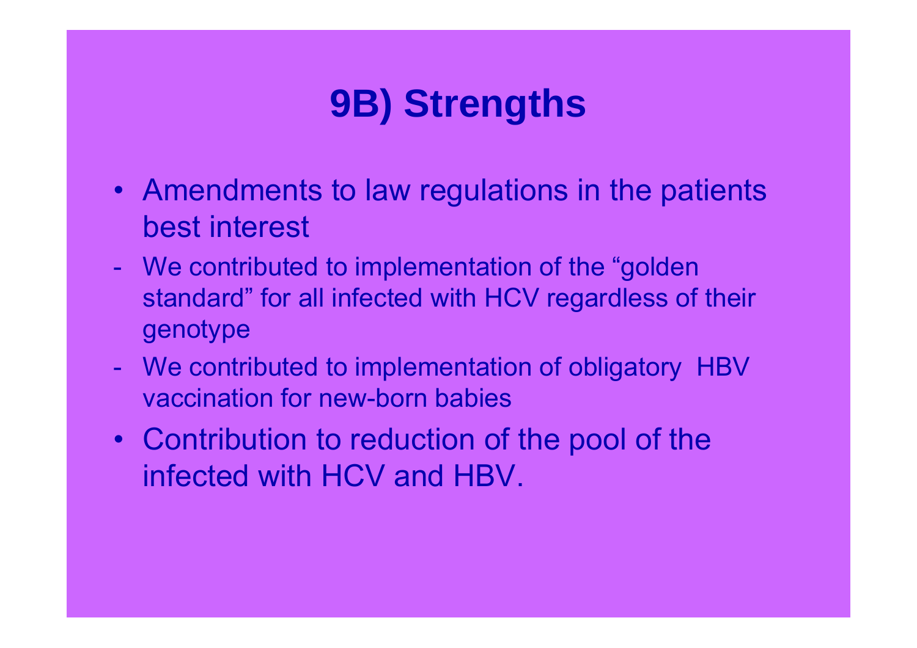# 9B) Strengths

- Amendments to law regulations in the patients best interest
  - We contributed to implementation of the “golden standard” for all infected with HCV regardless of their genotype
  - We contributed to implementation of obligatory HBV vaccination for new-born babies
- Contribution to reduction of the pool of the infected with HCV and HBV.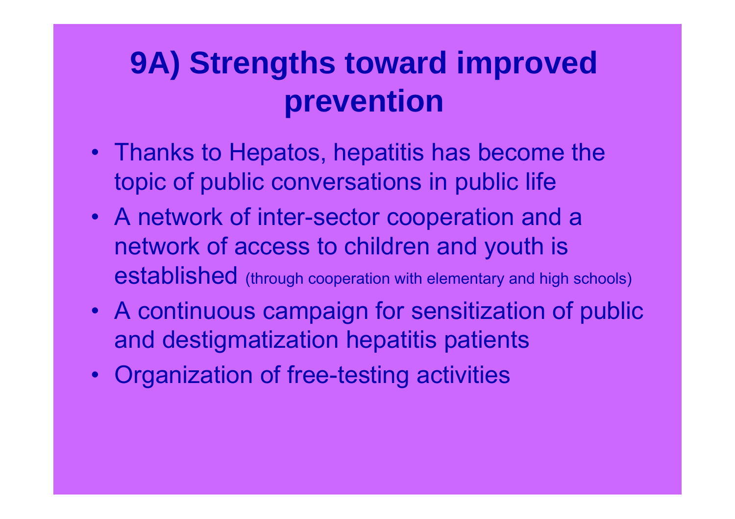# 9A) Strengths toward improved prevention

- Thanks to Hepatos, hepatitis has become the topic of public conversations in public life
- A network of inter-sector cooperation and a network of access to children and youth is established (through cooperation with elementary and high schools)
- A continuous campaign for sensitization of public and destigmatization hepatitis patients
- Organization of free-testing activities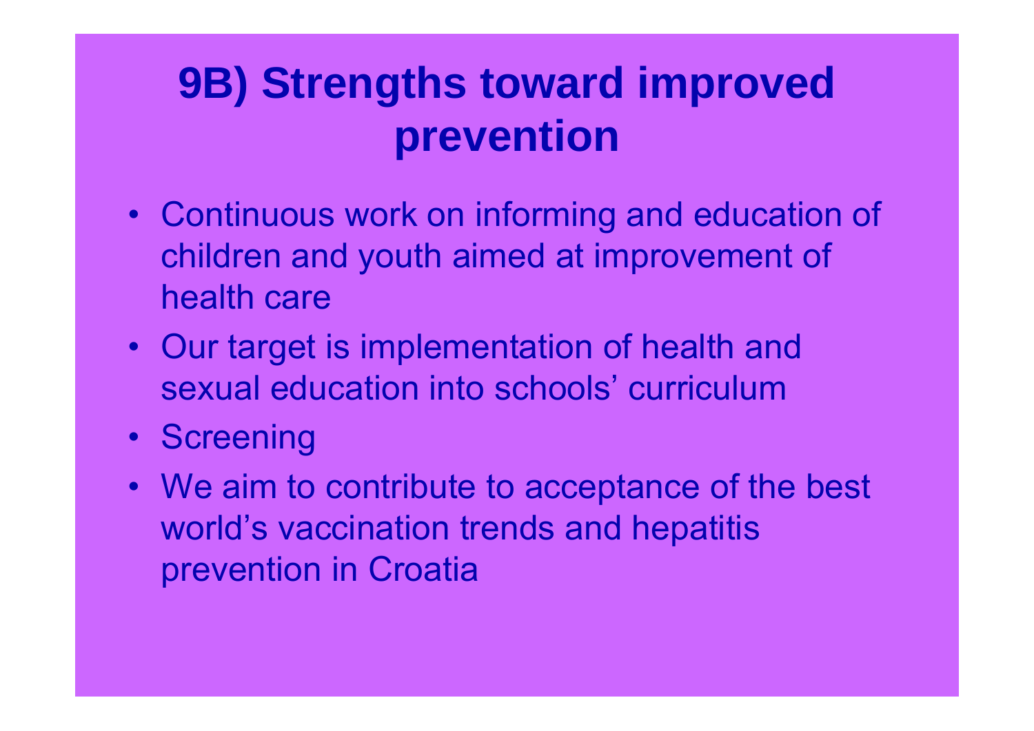# 9B) Strengths toward improved prevention

- Continuous work on informing and education of children and youth aimed at improvement of health care
- Our target is implementation of health and sexual education into schools' curriculum
- Screening
- We aim to contribute to acceptance of the best world's vaccination trends and hepatitis prevention in Croatia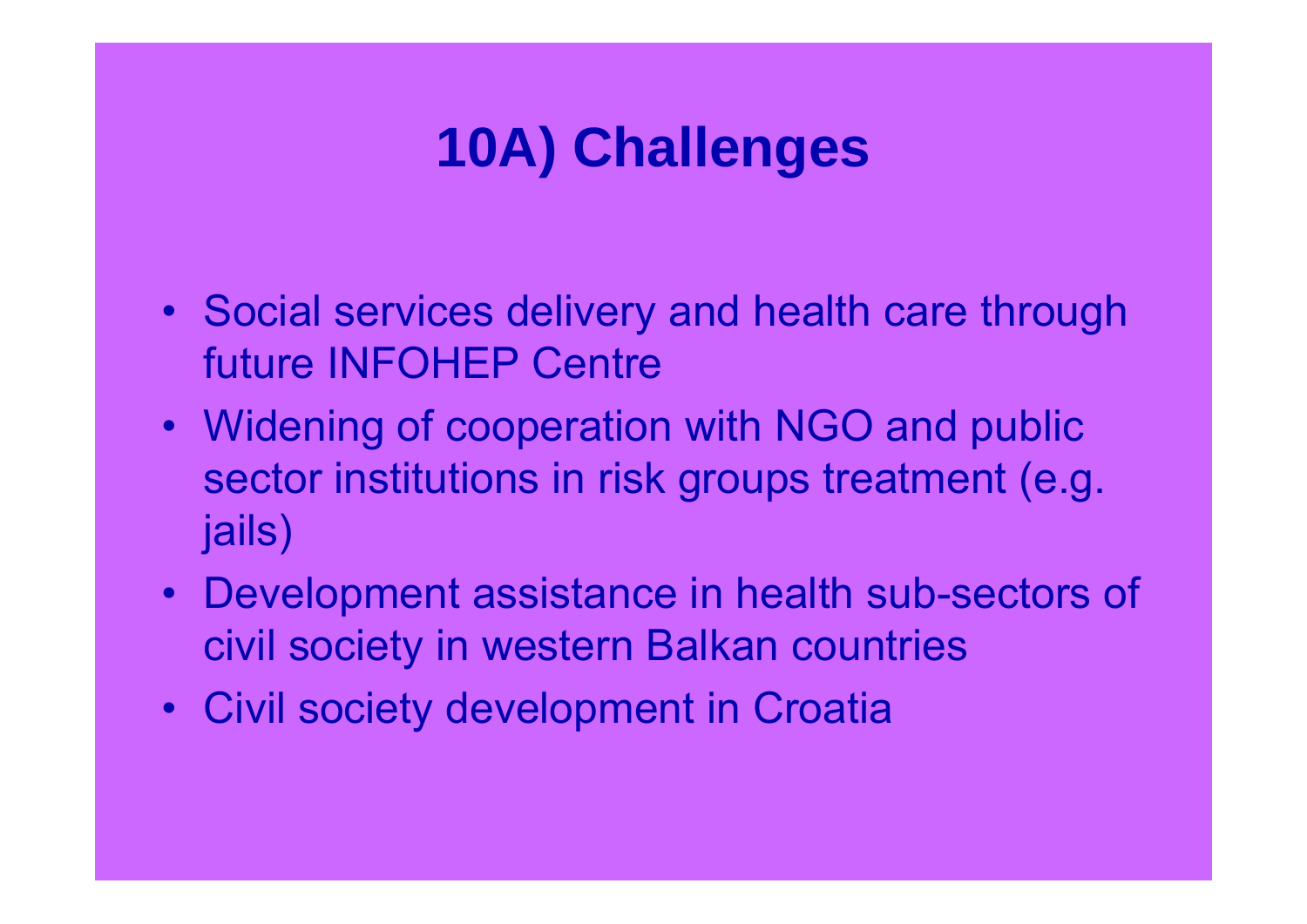# 10A) Challenges

- Social services delivery and health care through future INFOHEP Centre
- Widening of cooperation with NGO and public sector institutions in risk groups treatment (e.g. jails)
- Development assistance in health sub-sectors of civil society in western Balkan countries
- Civil society development in Croatia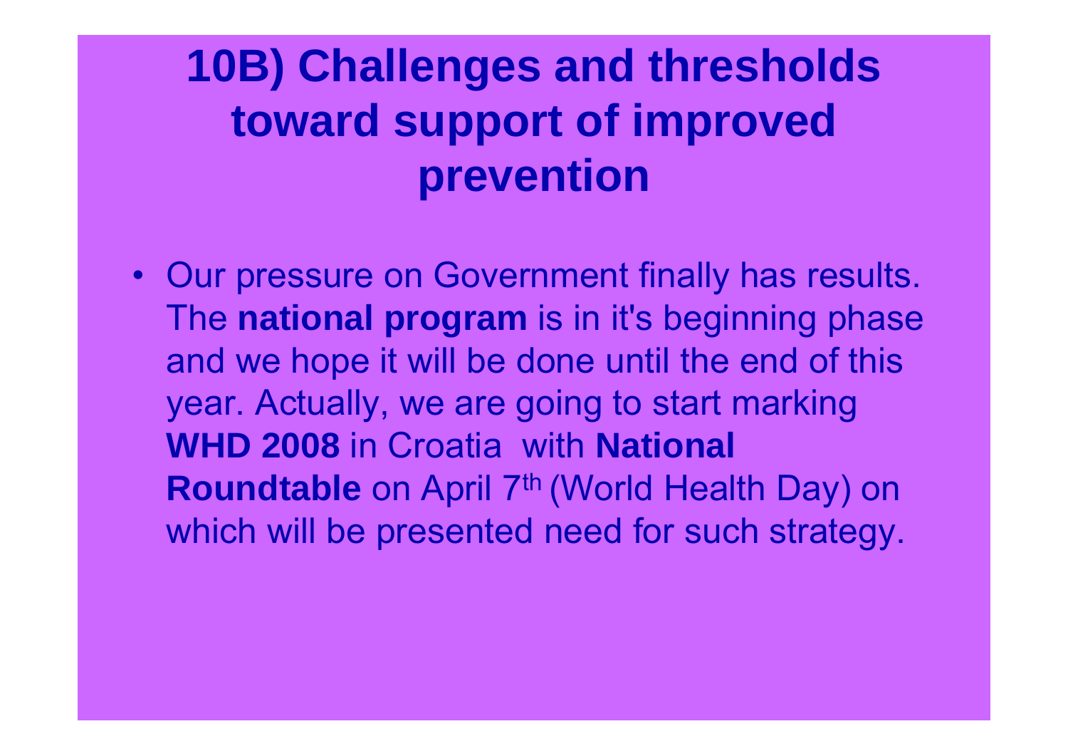# 10B) Challenges and thresholds toward support of improved prevention

- Our pressure on Government finally has results. The **national program** is in it's beginning phase and we hope it will be done until the end of this year. Actually, we are going to start marking **WHD 2008** in Croatia with **National Roundtable** on April 7th (World Health Day) on which will be presented need for such strategy.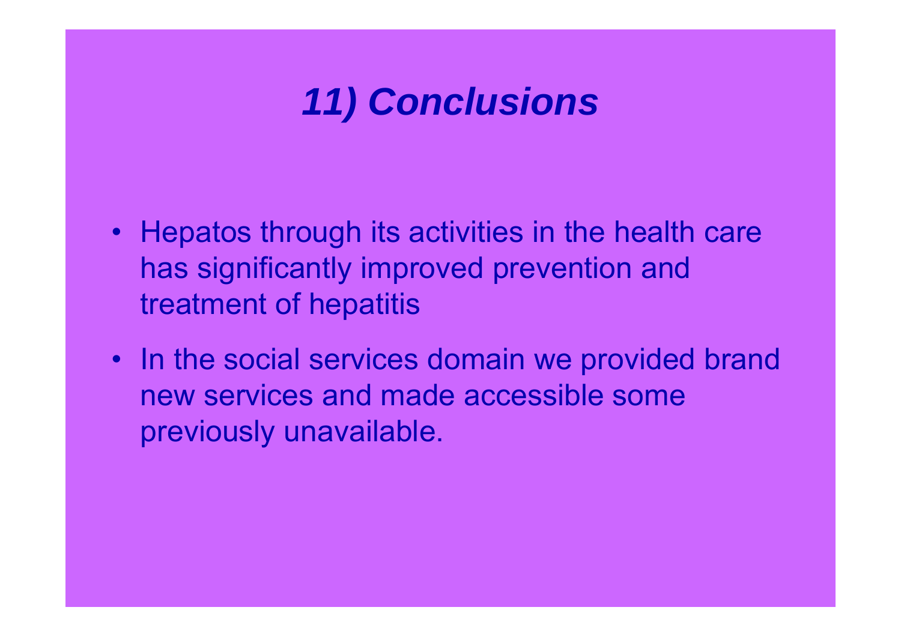# *11) Conclusions*

- Hepatos through its activities in the health care has significantly improved prevention and treatment of hepatitis
- In the social services domain we provided brand new services and made accessible some previously unavailable.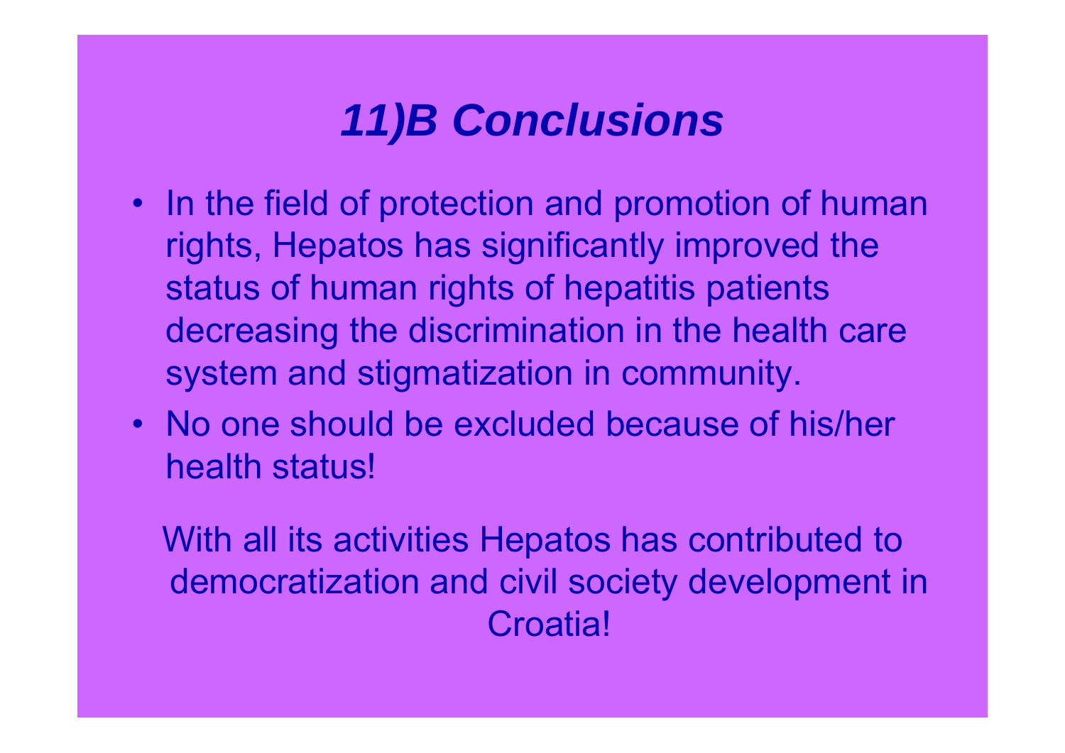# *11)B Conclusions*

- In the field of protection and promotion of human rights, Hepatos has significantly improved the status of human rights of hepatitis patients decreasing the discrimination in the health care system and stigmatization in community.
- No one should be excluded because of his/her health status!

With all its activities Hepatos has contributed to democratization and civil society development in Croatia!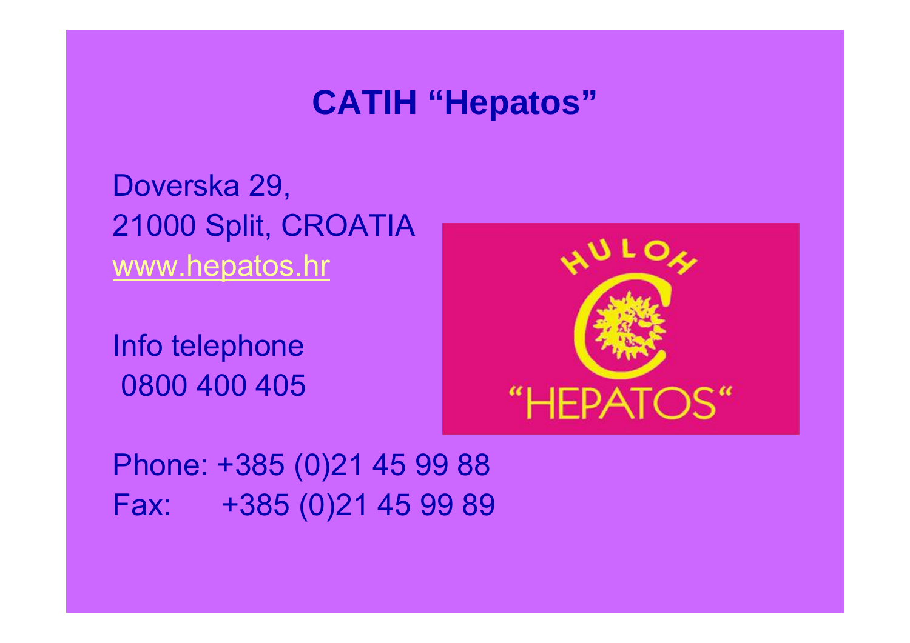# CATIH "Hepatos"

Doverska 29,
21000 Split, CROATIA
www.hepatos.hr

Info telephone
0800 400 405

Phone: +385 (0)21 45 99 88
Fax: +385 (0)21 45 99 89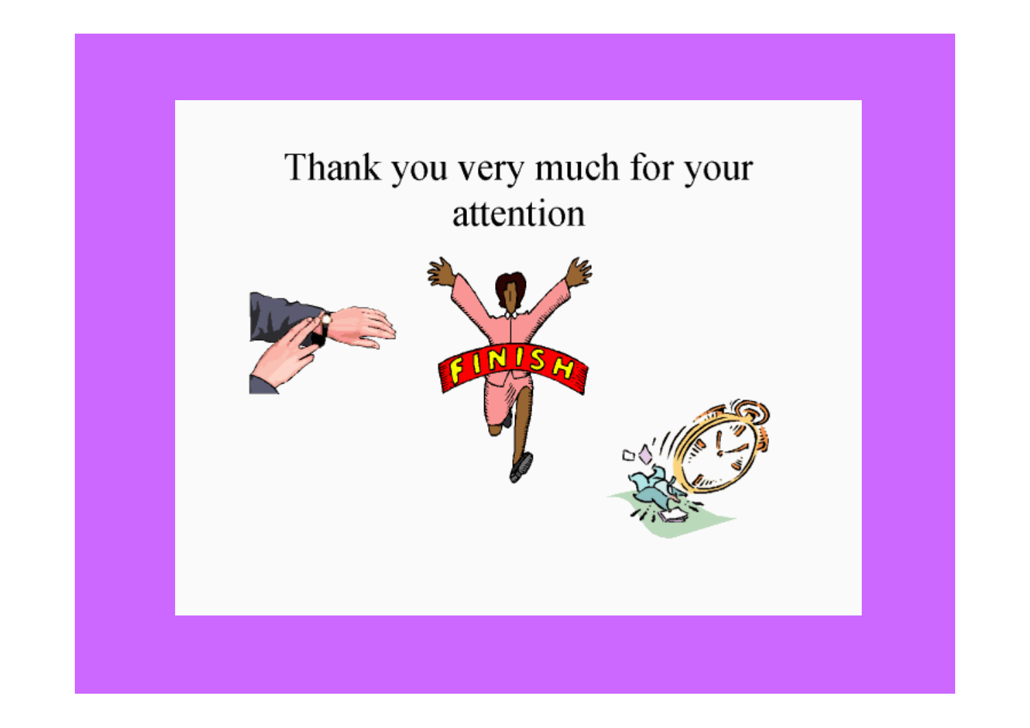Thank you very much for your attention